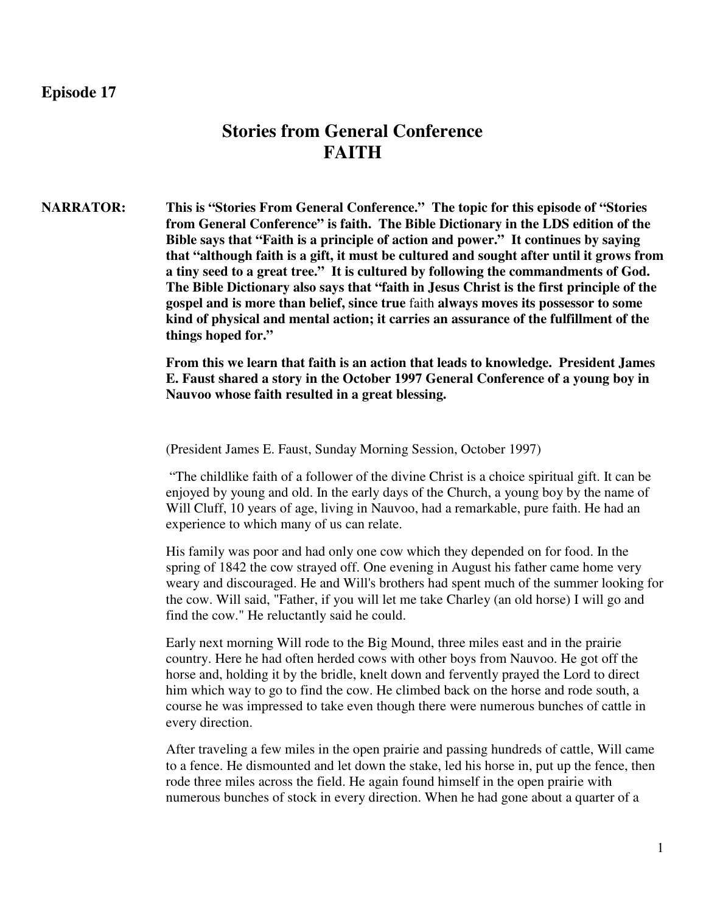**Episode 17**

# Stories from General Conference
# FAITH

**NARRATOR:** **This is "Stories From General Conference." The topic for this episode of "Stories from General Conference" is faith. The Bible Dictionary in the LDS edition of the Bible says that "Faith is a principle of action and power." It continues by saying that "although faith is a gift, it must be cultured and sought after until it grows from a tiny seed to a great tree." It is cultured by following the commandments of God. The Bible Dictionary also says that "faith in Jesus Christ is the first principle of the gospel and is more than belief, since true** faith **always moves its possessor to some kind of physical and mental action; it carries an assurance of the fulfillment of the things hoped for."**

**From this we learn that faith is an action that leads to knowledge. President James E. Faust shared a story in the October 1997 General Conference of a young boy in Nauvoo whose faith resulted in a great blessing.**

(President James E. Faust, Sunday Morning Session, October 1997)

"The childlike faith of a follower of the divine Christ is a choice spiritual gift. It can be enjoyed by young and old. In the early days of the Church, a young boy by the name of Will Cluff, 10 years of age, living in Nauvoo, had a remarkable, pure faith. He had an experience to which many of us can relate.

His family was poor and had only one cow which they depended on for food. In the spring of 1842 the cow strayed off. One evening in August his father came home very weary and discouraged. He and Will's brothers had spent much of the summer looking for the cow. Will said, "Father, if you will let me take Charley (an old horse) I will go and find the cow." He reluctantly said he could.

Early next morning Will rode to the Big Mound, three miles east and in the prairie country. Here he had often herded cows with other boys from Nauvoo. He got off the horse and, holding it by the bridle, knelt down and fervently prayed the Lord to direct him which way to go to find the cow. He climbed back on the horse and rode south, a course he was impressed to take even though there were numerous bunches of cattle in every direction.

After traveling a few miles in the open prairie and passing hundreds of cattle, Will came to a fence. He dismounted and let down the stake, led his horse in, put up the fence, then rode three miles across the field. He again found himself in the open prairie with numerous bunches of stock in every direction. When he had gone about a quarter of a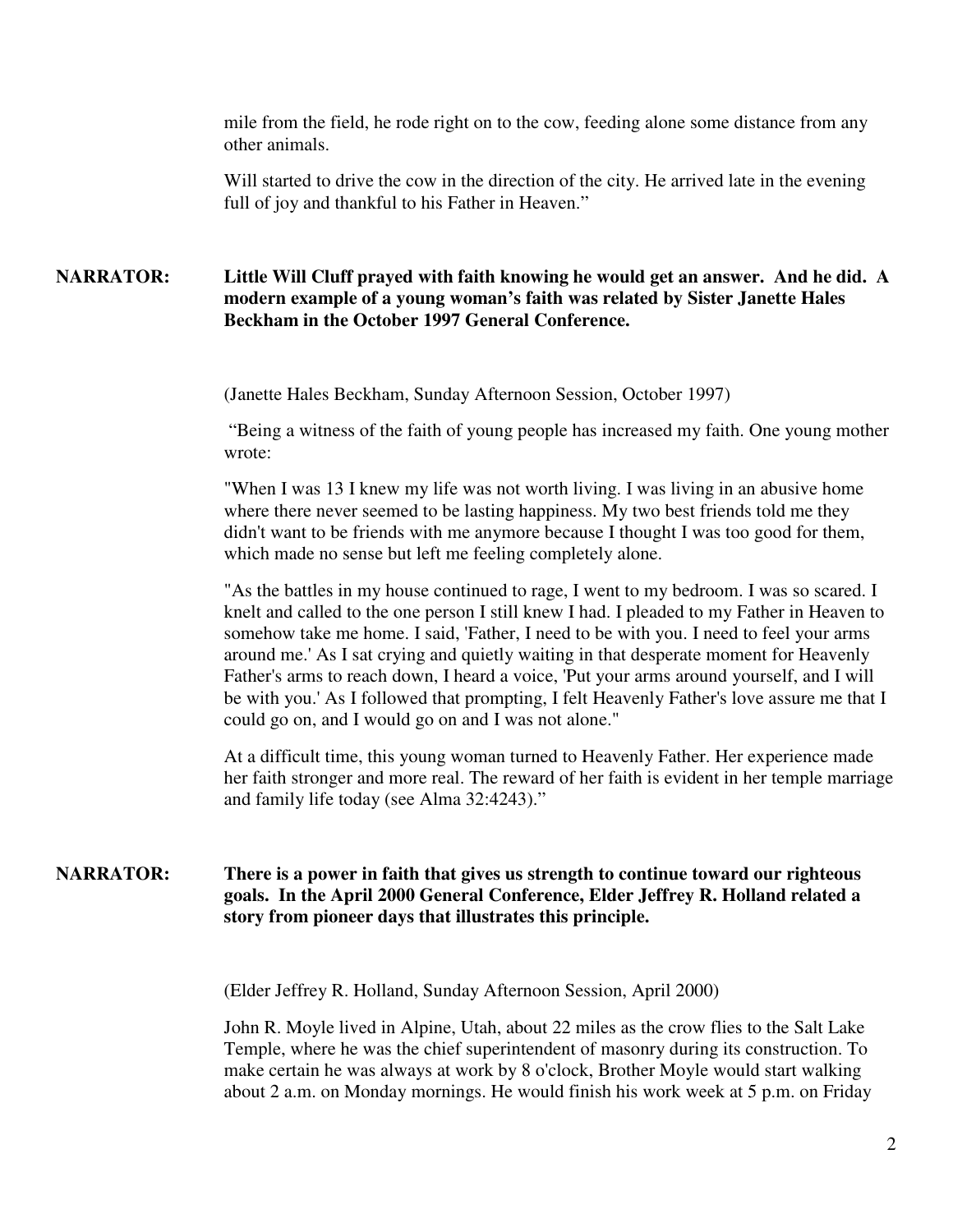mile from the field, he rode right on to the cow, feeding alone some distance from any other animals.

Will started to drive the cow in the direction of the city. He arrived late in the evening full of joy and thankful to his Father in Heaven."

**NARRATOR:** **Little Will Cluff prayed with faith knowing he would get an answer. And he did. A modern example of a young woman's faith was related by Sister Janette Hales Beckham in the October 1997 General Conference.**

(Janette Hales Beckham, Sunday Afternoon Session, October 1997)

"Being a witness of the faith of young people has increased my faith. One young mother wrote:

"When I was 13 I knew my life was not worth living. I was living in an abusive home where there never seemed to be lasting happiness. My two best friends told me they didn't want to be friends with me anymore because I thought I was too good for them, which made no sense but left me feeling completely alone.

"As the battles in my house continued to rage, I went to my bedroom. I was so scared. I knelt and called to the one person I still knew I had. I pleaded to my Father in Heaven to somehow take me home. I said, 'Father, I need to be with you. I need to feel your arms around me.' As I sat crying and quietly waiting in that desperate moment for Heavenly Father's arms to reach down, I heard a voice, 'Put your arms around yourself, and I will be with you.' As I followed that prompting, I felt Heavenly Father's love assure me that I could go on, and I would go on and I was not alone."

At a difficult time, this young woman turned to Heavenly Father. Her experience made her faith stronger and more real. The reward of her faith is evident in her temple marriage and family life today (see Alma 32:4243)."

**NARRATOR:** **There is a power in faith that gives us strength to continue toward our righteous goals. In the April 2000 General Conference, Elder Jeffrey R. Holland related a story from pioneer days that illustrates this principle.**

(Elder Jeffrey R. Holland, Sunday Afternoon Session, April 2000)

John R. Moyle lived in Alpine, Utah, about 22 miles as the crow flies to the Salt Lake Temple, where he was the chief superintendent of masonry during its construction. To make certain he was always at work by 8 o'clock, Brother Moyle would start walking about 2 a.m. on Monday mornings. He would finish his work week at 5 p.m. on Friday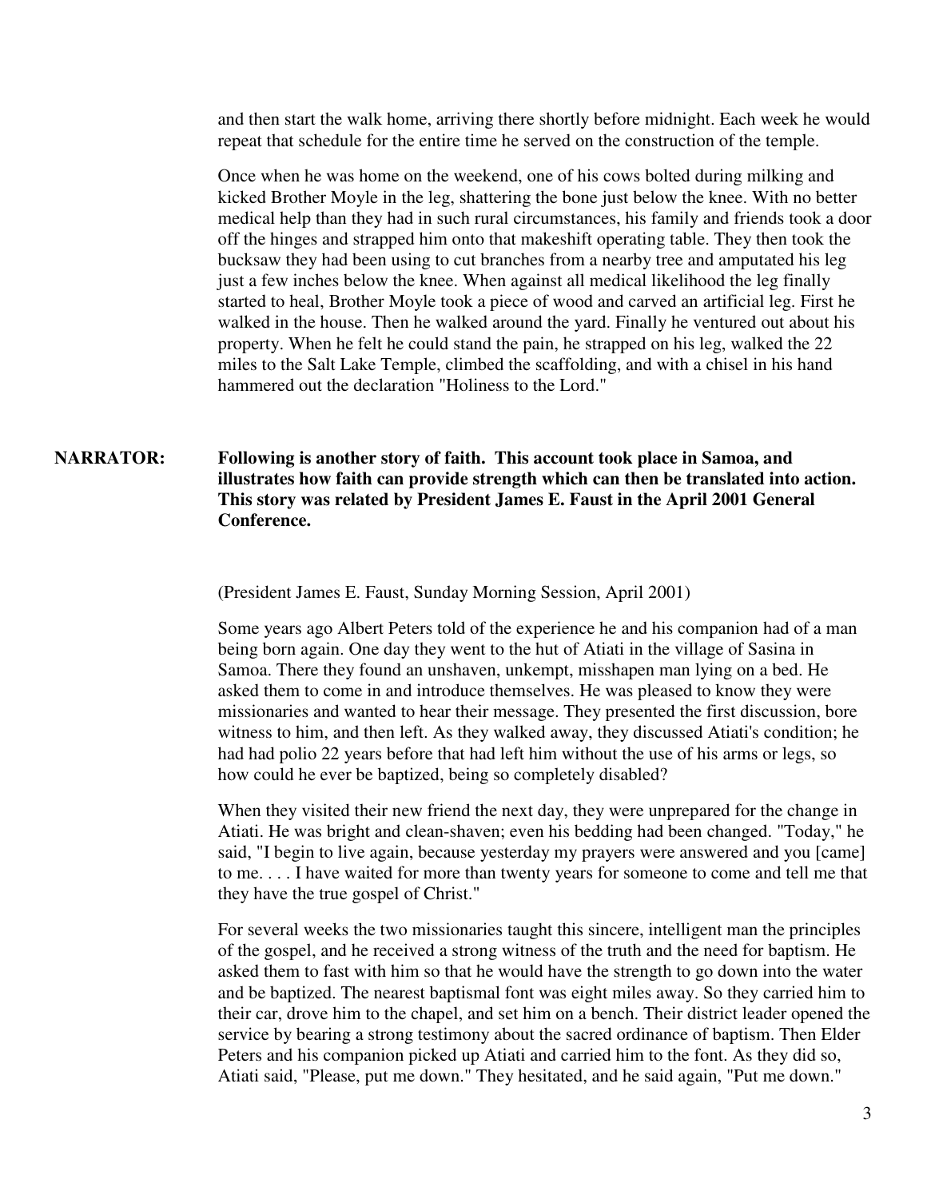and then start the walk home, arriving there shortly before midnight. Each week he would repeat that schedule for the entire time he served on the construction of the temple.

Once when he was home on the weekend, one of his cows bolted during milking and kicked Brother Moyle in the leg, shattering the bone just below the knee. With no better medical help than they had in such rural circumstances, his family and friends took a door off the hinges and strapped him onto that makeshift operating table. They then took the bucksaw they had been using to cut branches from a nearby tree and amputated his leg just a few inches below the knee. When against all medical likelihood the leg finally started to heal, Brother Moyle took a piece of wood and carved an artificial leg. First he walked in the house. Then he walked around the yard. Finally he ventured out about his property. When he felt he could stand the pain, he strapped on his leg, walked the 22 miles to the Salt Lake Temple, climbed the scaffolding, and with a chisel in his hand hammered out the declaration "Holiness to the Lord."

**NARRATOR: Following is another story of faith. This account took place in Samoa, and illustrates how faith can provide strength which can then be translated into action. This story was related by President James E. Faust in the April 2001 General Conference.**

(President James E. Faust, Sunday Morning Session, April 2001)

Some years ago Albert Peters told of the experience he and his companion had of a man being born again. One day they went to the hut of Atiati in the village of Sasina in Samoa. There they found an unshaven, unkempt, misshapen man lying on a bed. He asked them to come in and introduce themselves. He was pleased to know they were missionaries and wanted to hear their message. They presented the first discussion, bore witness to him, and then left. As they walked away, they discussed Atiati's condition; he had had polio 22 years before that had left him without the use of his arms or legs, so how could he ever be baptized, being so completely disabled?

When they visited their new friend the next day, they were unprepared for the change in Atiati. He was bright and clean-shaven; even his bedding had been changed. "Today," he said, "I begin to live again, because yesterday my prayers were answered and you [came] to me. . . . I have waited for more than twenty years for someone to come and tell me that they have the true gospel of Christ."

For several weeks the two missionaries taught this sincere, intelligent man the principles of the gospel, and he received a strong witness of the truth and the need for baptism. He asked them to fast with him so that he would have the strength to go down into the water and be baptized. The nearest baptismal font was eight miles away. So they carried him to their car, drove him to the chapel, and set him on a bench. Their district leader opened the service by bearing a strong testimony about the sacred ordinance of baptism. Then Elder Peters and his companion picked up Atiati and carried him to the font. As they did so, Atiati said, "Please, put me down." They hesitated, and he said again, "Put me down."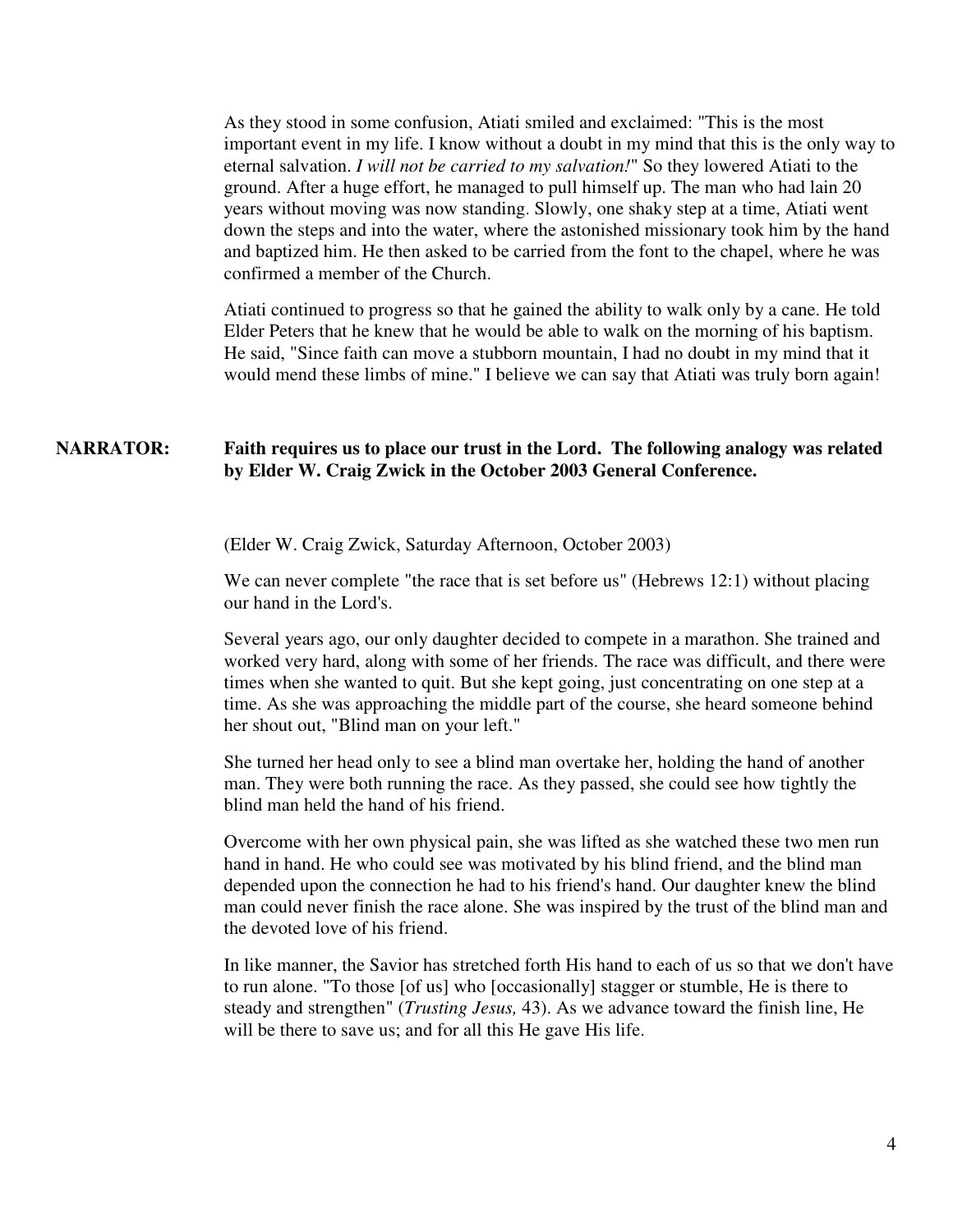As they stood in some confusion, Atiati smiled and exclaimed: "This is the most important event in my life. I know without a doubt in my mind that this is the only way to eternal salvation. *I will not be carried to my salvation!*" So they lowered Atiati to the ground. After a huge effort, he managed to pull himself up. The man who had lain 20 years without moving was now standing. Slowly, one shaky step at a time, Atiati went down the steps and into the water, where the astonished missionary took him by the hand and baptized him. He then asked to be carried from the font to the chapel, where he was confirmed a member of the Church.

Atiati continued to progress so that he gained the ability to walk only by a cane. He told Elder Peters that he knew that he would be able to walk on the morning of his baptism. He said, "Since faith can move a stubborn mountain, I had no doubt in my mind that it would mend these limbs of mine." I believe we can say that Atiati was truly born again!

**NARRATOR:** **Faith requires us to place our trust in the Lord. The following analogy was related by Elder W. Craig Zwick in the October 2003 General Conference.**

(Elder W. Craig Zwick, Saturday Afternoon, October 2003)

We can never complete "the race that is set before us" (Hebrews 12:1) without placing our hand in the Lord's.

Several years ago, our only daughter decided to compete in a marathon. She trained and worked very hard, along with some of her friends. The race was difficult, and there were times when she wanted to quit. But she kept going, just concentrating on one step at a time. As she was approaching the middle part of the course, she heard someone behind her shout out, "Blind man on your left."

She turned her head only to see a blind man overtake her, holding the hand of another man. They were both running the race. As they passed, she could see how tightly the blind man held the hand of his friend.

Overcome with her own physical pain, she was lifted as she watched these two men run hand in hand. He who could see was motivated by his blind friend, and the blind man depended upon the connection he had to his friend's hand. Our daughter knew the blind man could never finish the race alone. She was inspired by the trust of the blind man and the devoted love of his friend.

In like manner, the Savior has stretched forth His hand to each of us so that we don't have to run alone. "To those [of us] who [occasionally] stagger or stumble, He is there to steady and strengthen" (*Trusting Jesus,* 43). As we advance toward the finish line, He will be there to save us; and for all this He gave His life.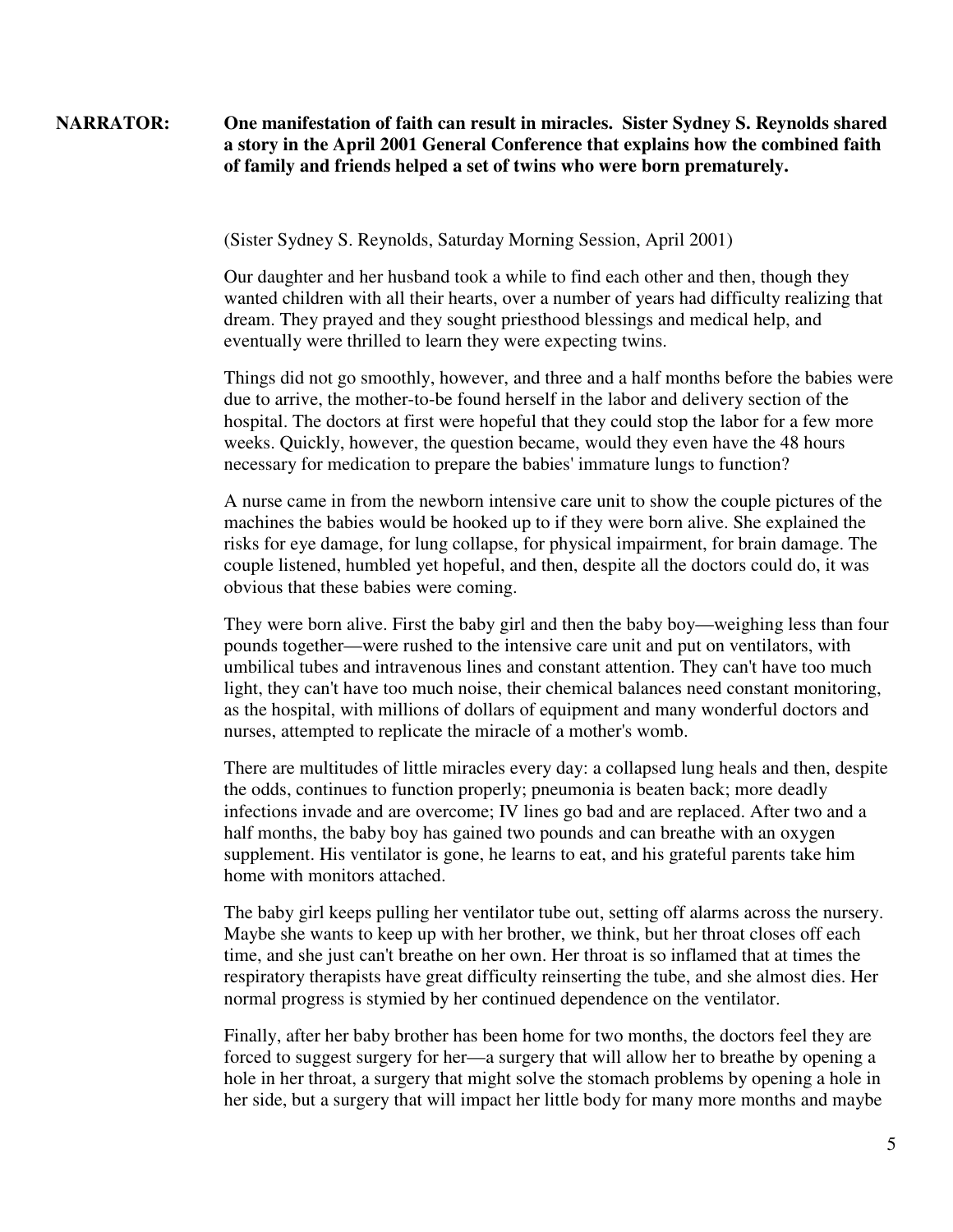**NARRATOR:** **One manifestation of faith can result in miracles. Sister Sydney S. Reynolds shared a story in the April 2001 General Conference that explains how the combined faith of family and friends helped a set of twins who were born prematurely.**

(Sister Sydney S. Reynolds, Saturday Morning Session, April 2001)

Our daughter and her husband took a while to find each other and then, though they wanted children with all their hearts, over a number of years had difficulty realizing that dream. They prayed and they sought priesthood blessings and medical help, and eventually were thrilled to learn they were expecting twins.

Things did not go smoothly, however, and three and a half months before the babies were due to arrive, the mother-to-be found herself in the labor and delivery section of the hospital. The doctors at first were hopeful that they could stop the labor for a few more weeks. Quickly, however, the question became, would they even have the 48 hours necessary for medication to prepare the babies' immature lungs to function?

A nurse came in from the newborn intensive care unit to show the couple pictures of the machines the babies would be hooked up to if they were born alive. She explained the risks for eye damage, for lung collapse, for physical impairment, for brain damage. The couple listened, humbled yet hopeful, and then, despite all the doctors could do, it was obvious that these babies were coming.

They were born alive. First the baby girl and then the baby boy—weighing less than four pounds together—were rushed to the intensive care unit and put on ventilators, with umbilical tubes and intravenous lines and constant attention. They can't have too much light, they can't have too much noise, their chemical balances need constant monitoring, as the hospital, with millions of dollars of equipment and many wonderful doctors and nurses, attempted to replicate the miracle of a mother's womb.

There are multitudes of little miracles every day: a collapsed lung heals and then, despite the odds, continues to function properly; pneumonia is beaten back; more deadly infections invade and are overcome; IV lines go bad and are replaced. After two and a half months, the baby boy has gained two pounds and can breathe with an oxygen supplement. His ventilator is gone, he learns to eat, and his grateful parents take him home with monitors attached.

The baby girl keeps pulling her ventilator tube out, setting off alarms across the nursery. Maybe she wants to keep up with her brother, we think, but her throat closes off each time, and she just can't breathe on her own. Her throat is so inflamed that at times the respiratory therapists have great difficulty reinserting the tube, and she almost dies. Her normal progress is stymied by her continued dependence on the ventilator.

Finally, after her baby brother has been home for two months, the doctors feel they are forced to suggest surgery for her—a surgery that will allow her to breathe by opening a hole in her throat, a surgery that might solve the stomach problems by opening a hole in her side, but a surgery that will impact her little body for many more months and maybe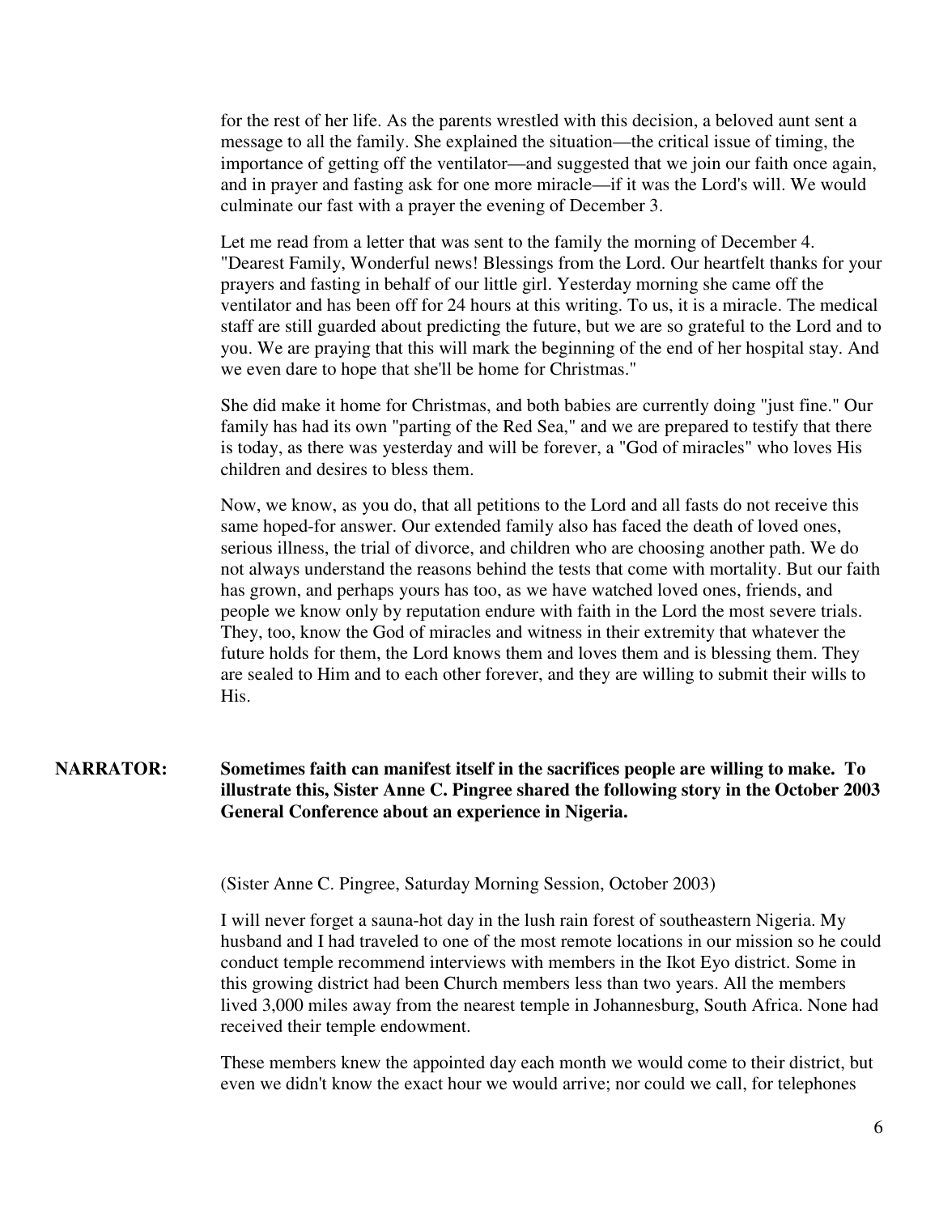for the rest of her life. As the parents wrestled with this decision, a beloved aunt sent a message to all the family. She explained the situation—the critical issue of timing, the importance of getting off the ventilator—and suggested that we join our faith once again, and in prayer and fasting ask for one more miracle—if it was the Lord's will. We would culminate our fast with a prayer the evening of December 3.

Let me read from a letter that was sent to the family the morning of December 4. "Dearest Family, Wonderful news! Blessings from the Lord. Our heartfelt thanks for your prayers and fasting in behalf of our little girl. Yesterday morning she came off the ventilator and has been off for 24 hours at this writing. To us, it is a miracle. The medical staff are still guarded about predicting the future, but we are so grateful to the Lord and to you. We are praying that this will mark the beginning of the end of her hospital stay. And we even dare to hope that she'll be home for Christmas."

She did make it home for Christmas, and both babies are currently doing "just fine." Our family has had its own "parting of the Red Sea," and we are prepared to testify that there is today, as there was yesterday and will be forever, a "God of miracles" who loves His children and desires to bless them.

Now, we know, as you do, that all petitions to the Lord and all fasts do not receive this same hoped-for answer. Our extended family also has faced the death of loved ones, serious illness, the trial of divorce, and children who are choosing another path. We do not always understand the reasons behind the tests that come with mortality. But our faith has grown, and perhaps yours has too, as we have watched loved ones, friends, and people we know only by reputation endure with faith in the Lord the most severe trials. They, too, know the God of miracles and witness in their extremity that whatever the future holds for them, the Lord knows them and loves them and is blessing them. They are sealed to Him and to each other forever, and they are willing to submit their wills to His.

**NARRATOR: Sometimes faith can manifest itself in the sacrifices people are willing to make. To illustrate this, Sister Anne C. Pingree shared the following story in the October 2003 General Conference about an experience in Nigeria.**

(Sister Anne C. Pingree, Saturday Morning Session, October 2003)

I will never forget a sauna-hot day in the lush rain forest of southeastern Nigeria. My husband and I had traveled to one of the most remote locations in our mission so he could conduct temple recommend interviews with members in the Ikot Eyo district. Some in this growing district had been Church members less than two years. All the members lived 3,000 miles away from the nearest temple in Johannesburg, South Africa. None had received their temple endowment.

These members knew the appointed day each month we would come to their district, but even we didn't know the exact hour we would arrive; nor could we call, for telephones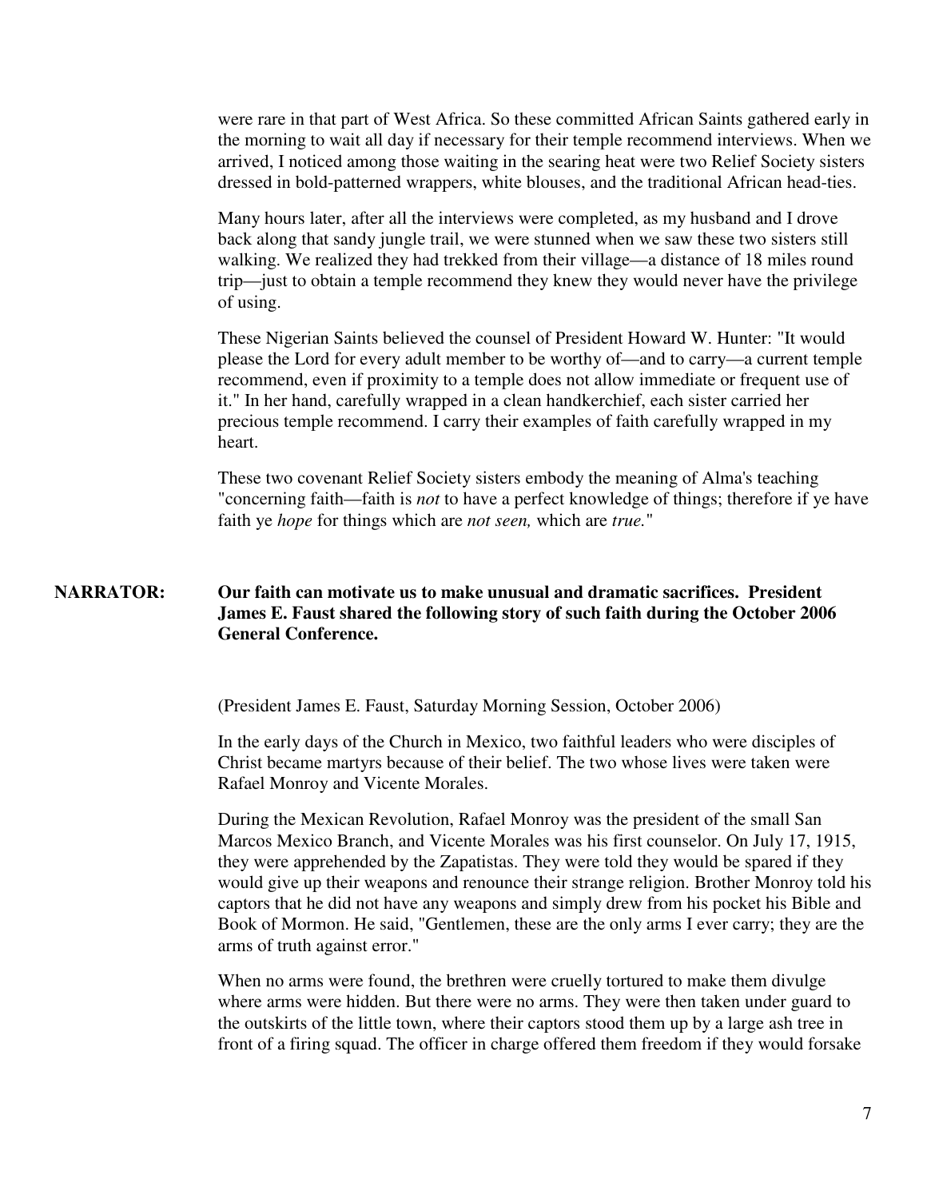were rare in that part of West Africa. So these committed African Saints gathered early in the morning to wait all day if necessary for their temple recommend interviews. When we arrived, I noticed among those waiting in the searing heat were two Relief Society sisters dressed in bold-patterned wrappers, white blouses, and the traditional African head-ties.

Many hours later, after all the interviews were completed, as my husband and I drove back along that sandy jungle trail, we were stunned when we saw these two sisters still walking. We realized they had trekked from their village—a distance of 18 miles round trip—just to obtain a temple recommend they knew they would never have the privilege of using.

These Nigerian Saints believed the counsel of President Howard W. Hunter: "It would please the Lord for every adult member to be worthy of—and to carry—a current temple recommend, even if proximity to a temple does not allow immediate or frequent use of it." In her hand, carefully wrapped in a clean handkerchief, each sister carried her precious temple recommend. I carry their examples of faith carefully wrapped in my heart.

These two covenant Relief Society sisters embody the meaning of Alma's teaching "concerning faith—faith is *not* to have a perfect knowledge of things; therefore if ye have faith ye *hope* for things which are *not seen,* which are *true.*"

**NARRATOR: Our faith can motivate us to make unusual and dramatic sacrifices. President James E. Faust shared the following story of such faith during the October 2006 General Conference.**

(President James E. Faust, Saturday Morning Session, October 2006)

In the early days of the Church in Mexico, two faithful leaders who were disciples of Christ became martyrs because of their belief. The two whose lives were taken were Rafael Monroy and Vicente Morales.

During the Mexican Revolution, Rafael Monroy was the president of the small San Marcos Mexico Branch, and Vicente Morales was his first counselor. On July 17, 1915, they were apprehended by the Zapatistas. They were told they would be spared if they would give up their weapons and renounce their strange religion. Brother Monroy told his captors that he did not have any weapons and simply drew from his pocket his Bible and Book of Mormon. He said, "Gentlemen, these are the only arms I ever carry; they are the arms of truth against error."

When no arms were found, the brethren were cruelly tortured to make them divulge where arms were hidden. But there were no arms. They were then taken under guard to the outskirts of the little town, where their captors stood them up by a large ash tree in front of a firing squad. The officer in charge offered them freedom if they would forsake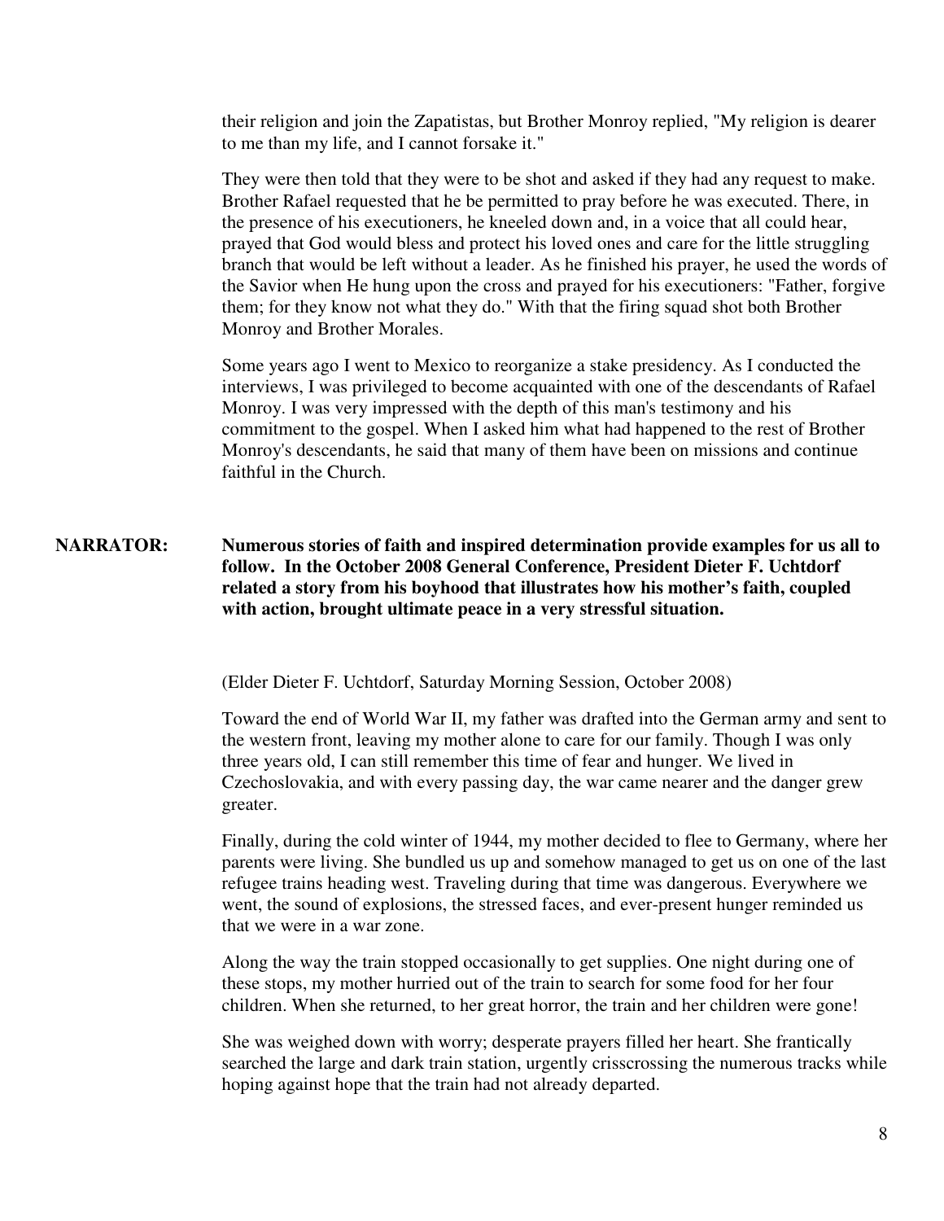their religion and join the Zapatistas, but Brother Monroy replied, "My religion is dearer to me than my life, and I cannot forsake it."

They were then told that they were to be shot and asked if they had any request to make. Brother Rafael requested that he be permitted to pray before he was executed. There, in the presence of his executioners, he kneeled down and, in a voice that all could hear, prayed that God would bless and protect his loved ones and care for the little struggling branch that would be left without a leader. As he finished his prayer, he used the words of the Savior when He hung upon the cross and prayed for his executioners: "Father, forgive them; for they know not what they do." With that the firing squad shot both Brother Monroy and Brother Morales.

Some years ago I went to Mexico to reorganize a stake presidency. As I conducted the interviews, I was privileged to become acquainted with one of the descendants of Rafael Monroy. I was very impressed with the depth of this man's testimony and his commitment to the gospel. When I asked him what had happened to the rest of Brother Monroy's descendants, he said that many of them have been on missions and continue faithful in the Church.

**NARRATOR:** **Numerous stories of faith and inspired determination provide examples for us all to follow. In the October 2008 General Conference, President Dieter F. Uchtdorf related a story from his boyhood that illustrates how his mother's faith, coupled with action, brought ultimate peace in a very stressful situation.**

(Elder Dieter F. Uchtdorf, Saturday Morning Session, October 2008)

Toward the end of World War II, my father was drafted into the German army and sent to the western front, leaving my mother alone to care for our family. Though I was only three years old, I can still remember this time of fear and hunger. We lived in Czechoslovakia, and with every passing day, the war came nearer and the danger grew greater.

Finally, during the cold winter of 1944, my mother decided to flee to Germany, where her parents were living. She bundled us up and somehow managed to get us on one of the last refugee trains heading west. Traveling during that time was dangerous. Everywhere we went, the sound of explosions, the stressed faces, and ever-present hunger reminded us that we were in a war zone.

Along the way the train stopped occasionally to get supplies. One night during one of these stops, my mother hurried out of the train to search for some food for her four children. When she returned, to her great horror, the train and her children were gone!

She was weighed down with worry; desperate prayers filled her heart. She frantically searched the large and dark train station, urgently crisscrossing the numerous tracks while hoping against hope that the train had not already departed.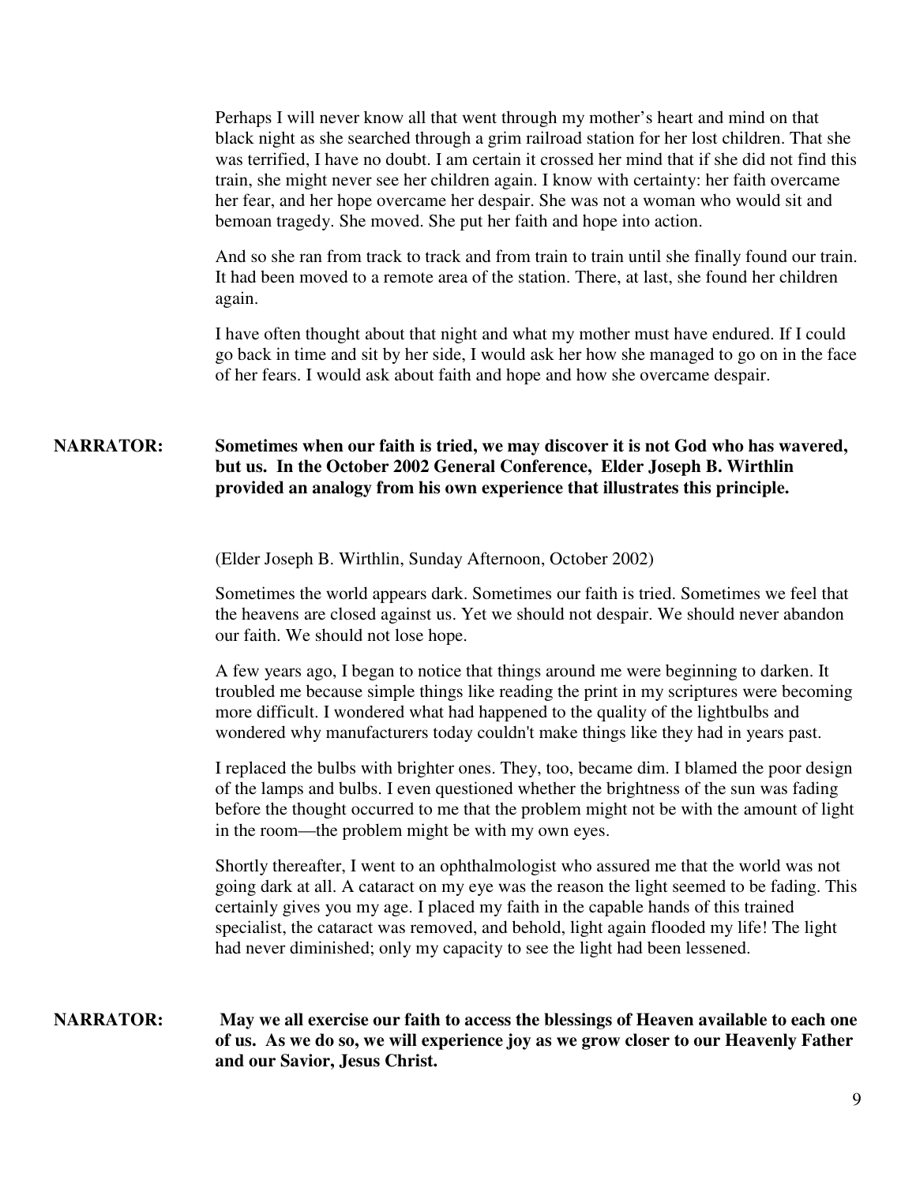Perhaps I will never know all that went through my mother's heart and mind on that black night as she searched through a grim railroad station for her lost children. That she was terrified, I have no doubt. I am certain it crossed her mind that if she did not find this train, she might never see her children again. I know with certainty: her faith overcame her fear, and her hope overcame her despair. She was not a woman who would sit and bemoan tragedy. She moved. She put her faith and hope into action.

And so she ran from track to track and from train to train until she finally found our train. It had been moved to a remote area of the station. There, at last, she found her children again.

I have often thought about that night and what my mother must have endured. If I could go back in time and sit by her side, I would ask her how she managed to go on in the face of her fears. I would ask about faith and hope and how she overcame despair.

**NARRATOR:** **Sometimes when our faith is tried, we may discover it is not God who has wavered, but us. In the October 2002 General Conference, Elder Joseph B. Wirthlin provided an analogy from his own experience that illustrates this principle.**

(Elder Joseph B. Wirthlin, Sunday Afternoon, October 2002)

Sometimes the world appears dark. Sometimes our faith is tried. Sometimes we feel that the heavens are closed against us. Yet we should not despair. We should never abandon our faith. We should not lose hope.

A few years ago, I began to notice that things around me were beginning to darken. It troubled me because simple things like reading the print in my scriptures were becoming more difficult. I wondered what had happened to the quality of the lightbulbs and wondered why manufacturers today couldn't make things like they had in years past.

I replaced the bulbs with brighter ones. They, too, became dim. I blamed the poor design of the lamps and bulbs. I even questioned whether the brightness of the sun was fading before the thought occurred to me that the problem might not be with the amount of light in the room—the problem might be with my own eyes.

Shortly thereafter, I went to an ophthalmologist who assured me that the world was not going dark at all. A cataract on my eye was the reason the light seemed to be fading. This certainly gives you my age. I placed my faith in the capable hands of this trained specialist, the cataract was removed, and behold, light again flooded my life! The light had never diminished; only my capacity to see the light had been lessened.

**NARRATOR:** **May we all exercise our faith to access the blessings of Heaven available to each one of us. As we do so, we will experience joy as we grow closer to our Heavenly Father and our Savior, Jesus Christ.**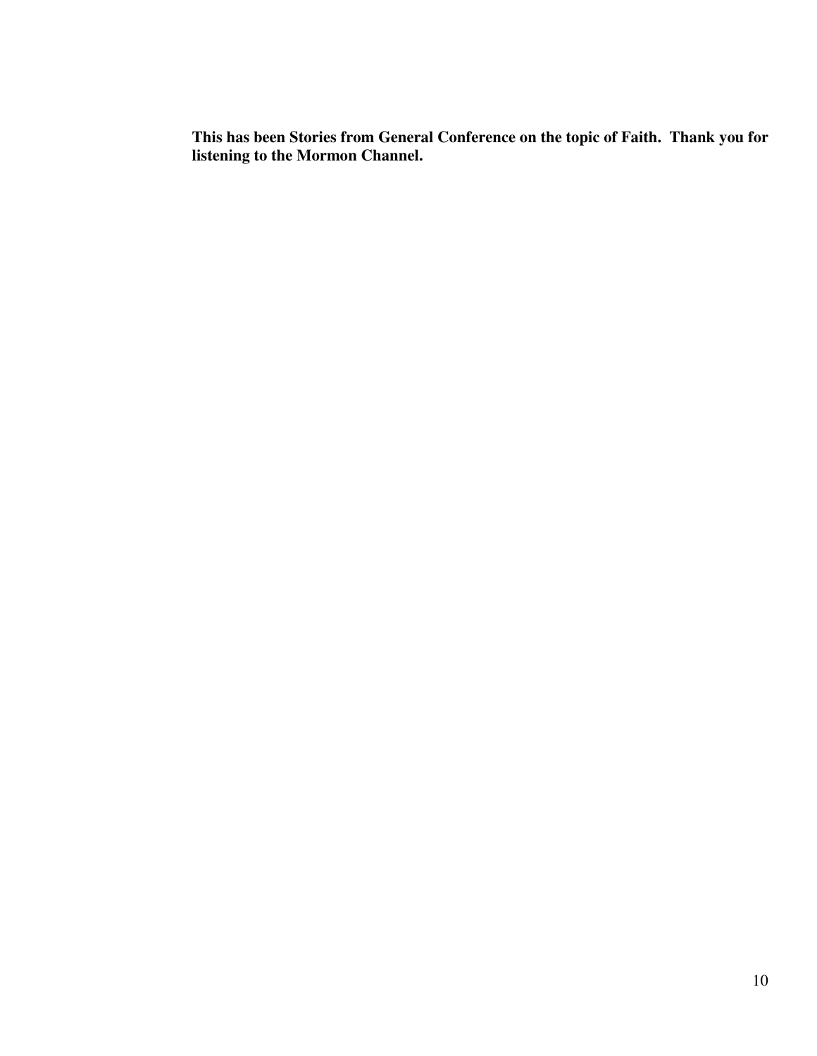**This has been Stories from General Conference on the topic of Faith. Thank you for listening to the Mormon Channel.**